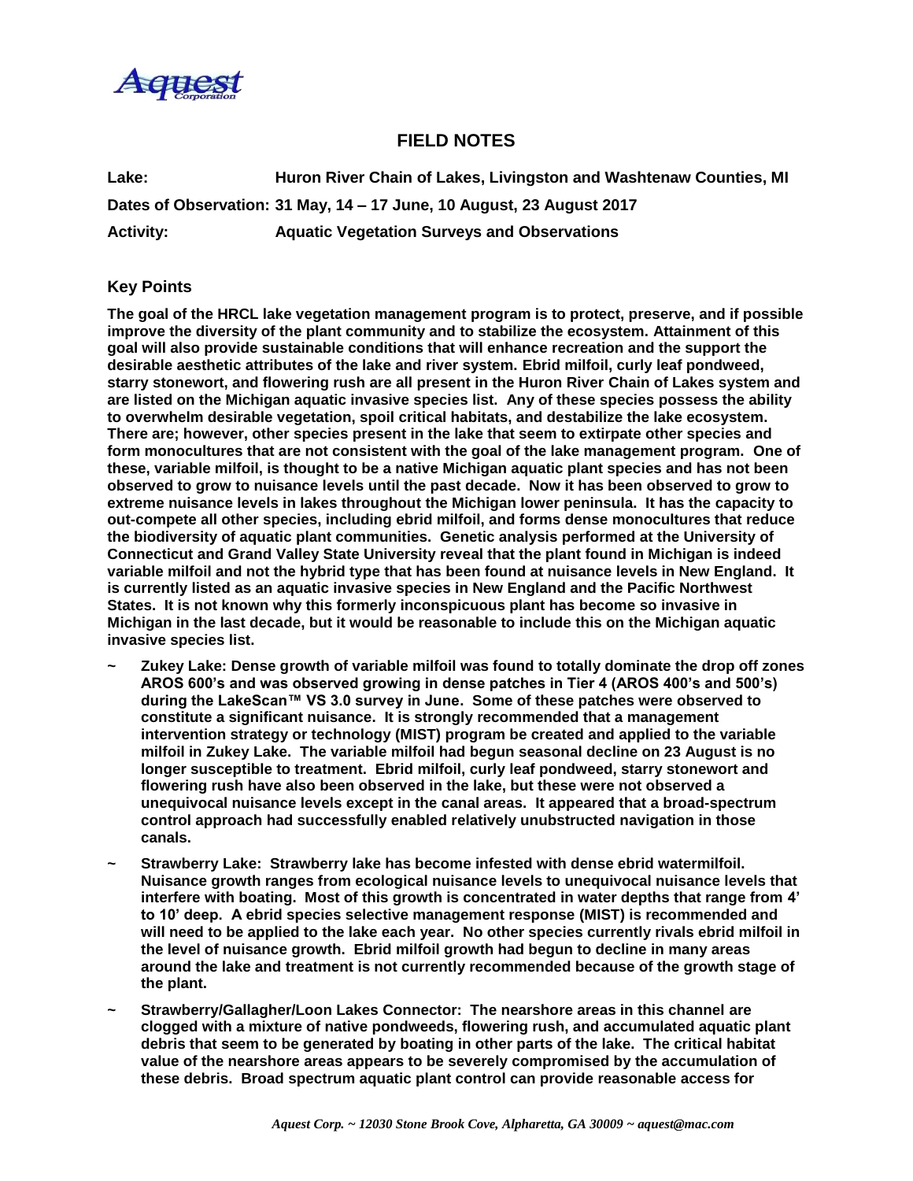# FIELD NOTES

**Lake:** Huron River Chain of Lakes, Livingston and Washtenaw Counties, MI

**Dates of Observation:** 31 May, 14 – 17 June, 10 August, 23 August 2017

**Activity:** Aquatic Vegetation Surveys and Observations

## Key Points

**The goal of the HRCL lake vegetation management program is to protect, preserve, and if possible improve the diversity of the plant community and to stabilize the ecosystem. Attainment of this goal will also provide sustainable conditions that will enhance recreation and the support the desirable aesthetic attributes of the lake and river system. Ebrid milfoil, curly leaf pondweed, starry stonewort, and flowering rush are all present in the Huron River Chain of Lakes system and are listed on the Michigan aquatic invasive species list. Any of these species possess the ability to overwhelm desirable vegetation, spoil critical habitats, and destabilize the lake ecosystem. There are; however, other species present in the lake that seem to extirpate other species and form monocultures that are not consistent with the goal of the lake management program. One of these, variable milfoil, is thought to be a native Michigan aquatic plant species and has not been observed to grow to nuisance levels until the past decade. Now it has been observed to grow to extreme nuisance levels in lakes throughout the Michigan lower peninsula. It has the capacity to out-compete all other species, including ebrid milfoil, and forms dense monocultures that reduce the biodiversity of aquatic plant communities. Genetic analysis performed at the University of Connecticut and Grand Valley State University reveal that the plant found in Michigan is indeed variable milfoil and not the hybrid type that has been found at nuisance levels in New England. It is currently listed as an aquatic invasive species in New England and the Pacific Northwest States. It is not known why this formerly inconspicuous plant has become so invasive in Michigan in the last decade, but it would be reasonable to include this on the Michigan aquatic invasive species list.**

- **Zukey Lake: Dense growth of variable milfoil was found to totally dominate the drop off zones AROS 600's and was observed growing in dense patches in Tier 4 (AROS 400's and 500's) during the LakeScan™ VS 3.0 survey in June. Some of these patches were observed to constitute a significant nuisance. It is strongly recommended that a management intervention strategy or technology (MIST) program be created and applied to the variable milfoil in Zukey Lake. The variable milfoil had begun seasonal decline on 23 August is no longer susceptible to treatment. Ebrid milfoil, curly leaf pondweed, starry stonewort and flowering rush have also been observed in the lake, but these were not observed a unequivocal nuisance levels except in the canal areas. It appeared that a broad-spectrum control approach had successfully enabled relatively unubstructed navigation in those canals.**
- **Strawberry Lake: Strawberry lake has become infested with dense ebrid watermilfoil. Nuisance growth ranges from ecological nuisance levels to unequivocal nuisance levels that interfere with boating. Most of this growth is concentrated in water depths that range from 4' to 10' deep. A ebrid species selective management response (MIST) is recommended and will need to be applied to the lake each year. No other species currently rivals ebrid milfoil in the level of nuisance growth. Ebrid milfoil growth had begun to decline in many areas around the lake and treatment is not currently recommended because of the growth stage of the plant.**
- **Strawberry/Gallagher/Loon Lakes Connector: The nearshore areas in this channel are clogged with a mixture of native pondweeds, flowering rush, and accumulated aquatic plant debris that seem to be generated by boating in other parts of the lake. The critical habitat value of the nearshore areas appears to be severely compromised by the accumulation of these debris. Broad spectrum aquatic plant control can provide reasonable access for**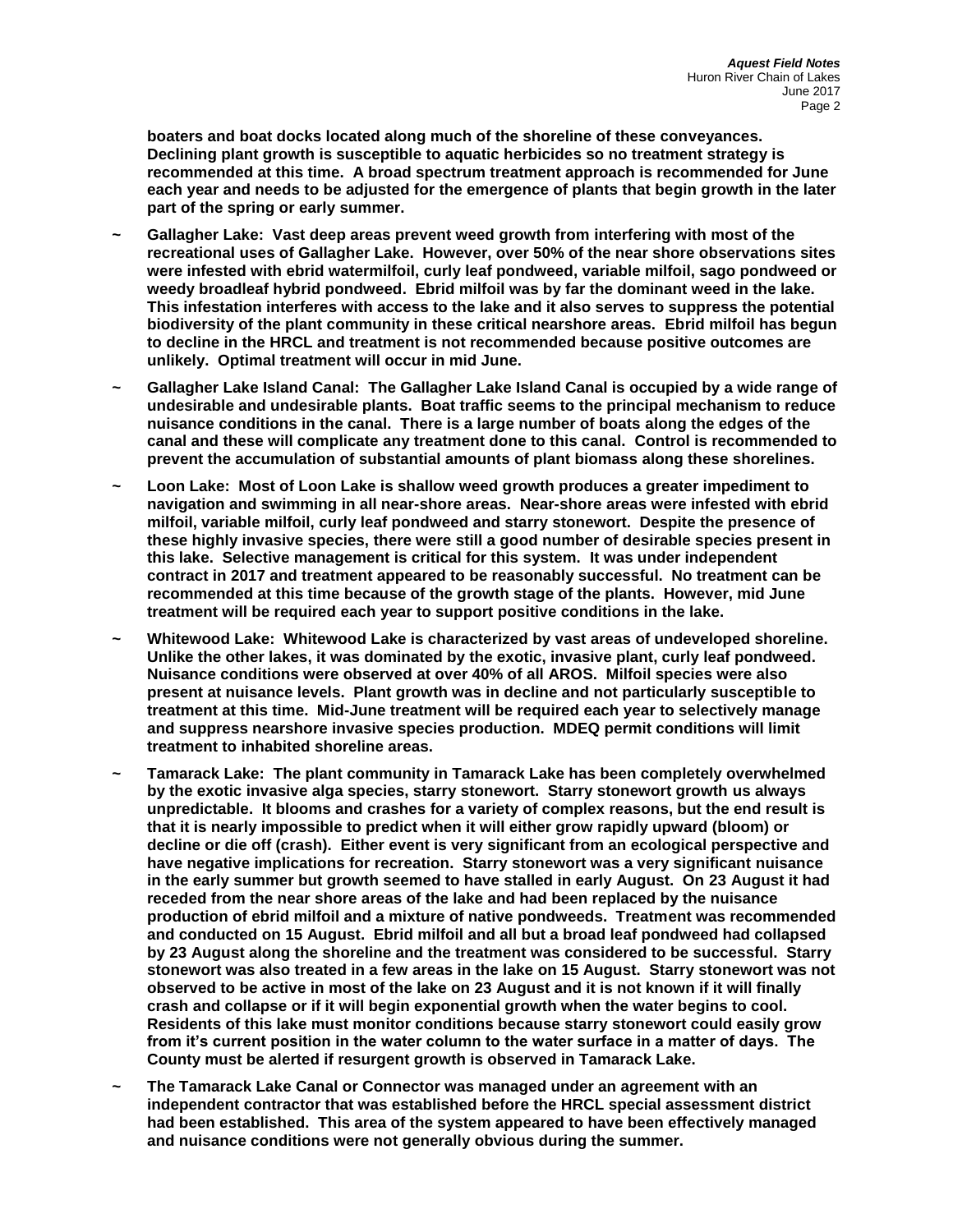**boaters and boat docks located along much of the shoreline of these conveyances. Declining plant growth is susceptible to aquatic herbicides so no treatment strategy is recommended at this time. A broad spectrum treatment approach is recommended for June each year and needs to be adjusted for the emergence of plants that begin growth in the later part of the spring or early summer.**

- ~ **Gallagher Lake: Vast deep areas prevent weed growth from interfering with most of the recreational uses of Gallagher Lake. However, over 50% of the near shore observations sites were infested with ebrid watermilfoil, curly leaf pondweed, variable milfoil, sago pondweed or weedy broadleaf hybrid pondweed. Ebrid milfoil was by far the dominant weed in the lake. This infestation interferes with access to the lake and it also serves to suppress the potential biodiversity of the plant community in these critical nearshore areas. Ebrid milfoil has begun to decline in the HRCL and treatment is not recommended because positive outcomes are unlikely. Optimal treatment will occur in mid June.**

- ~ **Gallagher Lake Island Canal: The Gallagher Lake Island Canal is occupied by a wide range of undesirable and undesirable plants. Boat traffic seems to the principal mechanism to reduce nuisance conditions in the canal. There is a large number of boats along the edges of the canal and these will complicate any treatment done to this canal. Control is recommended to prevent the accumulation of substantial amounts of plant biomass along these shorelines.**

- ~ **Loon Lake: Most of Loon Lake is shallow weed growth produces a greater impediment to navigation and swimming in all near-shore areas. Near-shore areas were infested with ebrid milfoil, variable milfoil, curly leaf pondweed and starry stonewort. Despite the presence of these highly invasive species, there were still a good number of desirable species present in this lake. Selective management is critical for this system. It was under independent contract in 2017 and treatment appeared to be reasonably successful. No treatment can be recommended at this time because of the growth stage of the plants. However, mid June treatment will be required each year to support positive conditions in the lake.**

- ~ **Whitewood Lake: Whitewood Lake is characterized by vast areas of undeveloped shoreline. Unlike the other lakes, it was dominated by the exotic, invasive plant, curly leaf pondweed. Nuisance conditions were observed at over 40% of all AROS. Milfoil species were also present at nuisance levels. Plant growth was in decline and not particularly susceptible to treatment at this time. Mid-June treatment will be required each year to selectively manage and suppress nearshore invasive species production. MDEQ permit conditions will limit treatment to inhabited shoreline areas.**

- ~ **Tamarack Lake: The plant community in Tamarack Lake has been completely overwhelmed by the exotic invasive alga species, starry stonewort. Starry stonewort growth us always unpredictable. It blooms and crashes for a variety of complex reasons, but the end result is that it is nearly impossible to predict when it will either grow rapidly upward (bloom) or decline or die off (crash). Either event is very significant from an ecological perspective and have negative implications for recreation. Starry stonewort was a very significant nuisance in the early summer but growth seemed to have stalled in early August. On 23 August it had receded from the near shore areas of the lake and had been replaced by the nuisance production of ebrid milfoil and a mixture of native pondweeds. Treatment was recommended and conducted on 15 August. Ebrid milfoil and all but a broad leaf pondweed had collapsed by 23 August along the shoreline and the treatment was considered to be successful. Starry stonewort was also treated in a few areas in the lake on 15 August. Starry stonewort was not observed to be active in most of the lake on 23 August and it is not known if it will finally crash and collapse or if it will begin exponential growth when the water begins to cool. Residents of this lake must monitor conditions because starry stonewort could easily grow from it's current position in the water column to the water surface in a matter of days. The County must be alerted if resurgent growth is observed in Tamarack Lake.**

- ~ **The Tamarack Lake Canal or Connector was managed under an agreement with an independent contractor that was established before the HRCL special assessment district had been established. This area of the system appeared to have been effectively managed and nuisance conditions were not generally obvious during the summer.**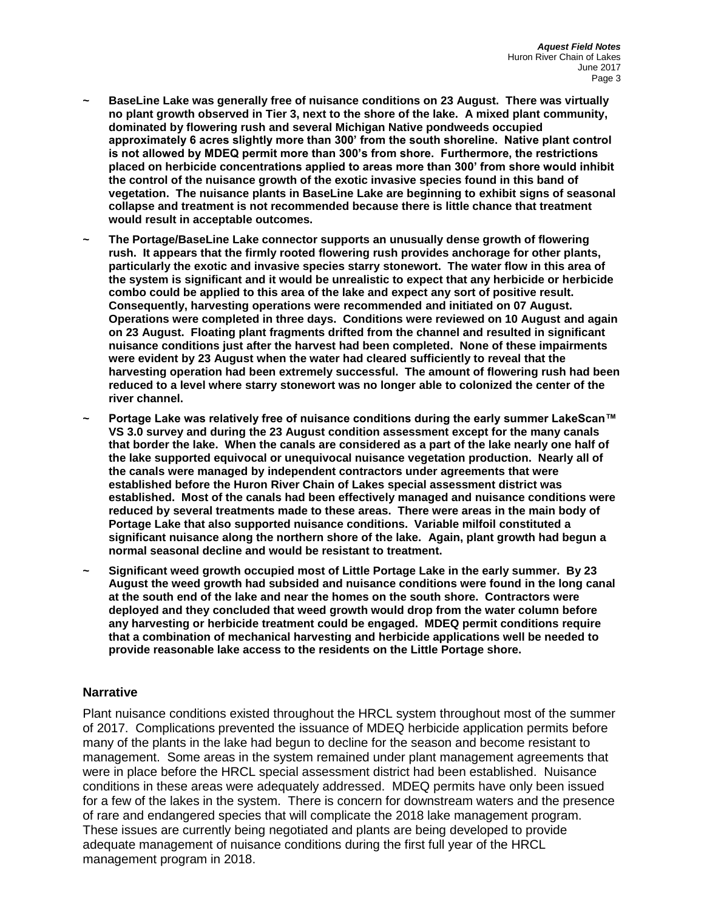- **BaseLine Lake was generally free of nuisance conditions on 23 August. There was virtually no plant growth observed in Tier 3, next to the shore of the lake. A mixed plant community, dominated by flowering rush and several Michigan Native pondweeds occupied approximately 6 acres slightly more than 300' from the south shoreline. Native plant control is not allowed by MDEQ permit more than 300's from shore. Furthermore, the restrictions placed on herbicide concentrations applied to areas more than 300' from shore would inhibit the control of the nuisance growth of the exotic invasive species found in this band of vegetation. The nuisance plants in BaseLine Lake are beginning to exhibit signs of seasonal collapse and treatment is not recommended because there is little chance that treatment would result in acceptable outcomes.**
- **The Portage/BaseLine Lake connector supports an unusually dense growth of flowering rush. It appears that the firmly rooted flowering rush provides anchorage for other plants, particularly the exotic and invasive species starry stonewort. The water flow in this area of the system is significant and it would be unrealistic to expect that any herbicide or herbicide combo could be applied to this area of the lake and expect any sort of positive result. Consequently, harvesting operations were recommended and initiated on 07 August. Operations were completed in three days. Conditions were reviewed on 10 August and again on 23 August. Floating plant fragments drifted from the channel and resulted in significant nuisance conditions just after the harvest had been completed. None of these impairments were evident by 23 August when the water had cleared sufficiently to reveal that the harvesting operation had been extremely successful. The amount of flowering rush had been reduced to a level where starry stonewort was no longer able to colonized the center of the river channel.**
- **Portage Lake was relatively free of nuisance conditions during the early summer LakeScan™ VS 3.0 survey and during the 23 August condition assessment except for the many canals that border the lake. When the canals are considered as a part of the lake nearly one half of the lake supported equivocal or unequivocal nuisance vegetation production. Nearly all of the canals were managed by independent contractors under agreements that were established before the Huron River Chain of Lakes special assessment district was established. Most of the canals had been effectively managed and nuisance conditions were reduced by several treatments made to these areas. There were areas in the main body of Portage Lake that also supported nuisance conditions. Variable milfoil constituted a significant nuisance along the northern shore of the lake. Again, plant growth had begun a normal seasonal decline and would be resistant to treatment.**
- **Significant weed growth occupied most of Little Portage Lake in the early summer. By 23 August the weed growth had subsided and nuisance conditions were found in the long canal at the south end of the lake and near the homes on the south shore. Contractors were deployed and they concluded that weed growth would drop from the water column before any harvesting or herbicide treatment could be engaged. MDEQ permit conditions require that a combination of mechanical harvesting and herbicide applications well be needed to provide reasonable lake access to the residents on the Little Portage shore.**

## Narrative

Plant nuisance conditions existed throughout the HRCL system throughout most of the summer of 2017. Complications prevented the issuance of MDEQ herbicide application permits before many of the plants in the lake had begun to decline for the season and become resistant to management. Some areas in the system remained under plant management agreements that were in place before the HRCL special assessment district had been established. Nuisance conditions in these areas were adequately addressed. MDEQ permits have only been issued for a few of the lakes in the system. There is concern for downstream waters and the presence of rare and endangered species that will complicate the 2018 lake management program. These issues are currently being negotiated and plants are being developed to provide adequate management of nuisance conditions during the first full year of the HRCL management program in 2018.